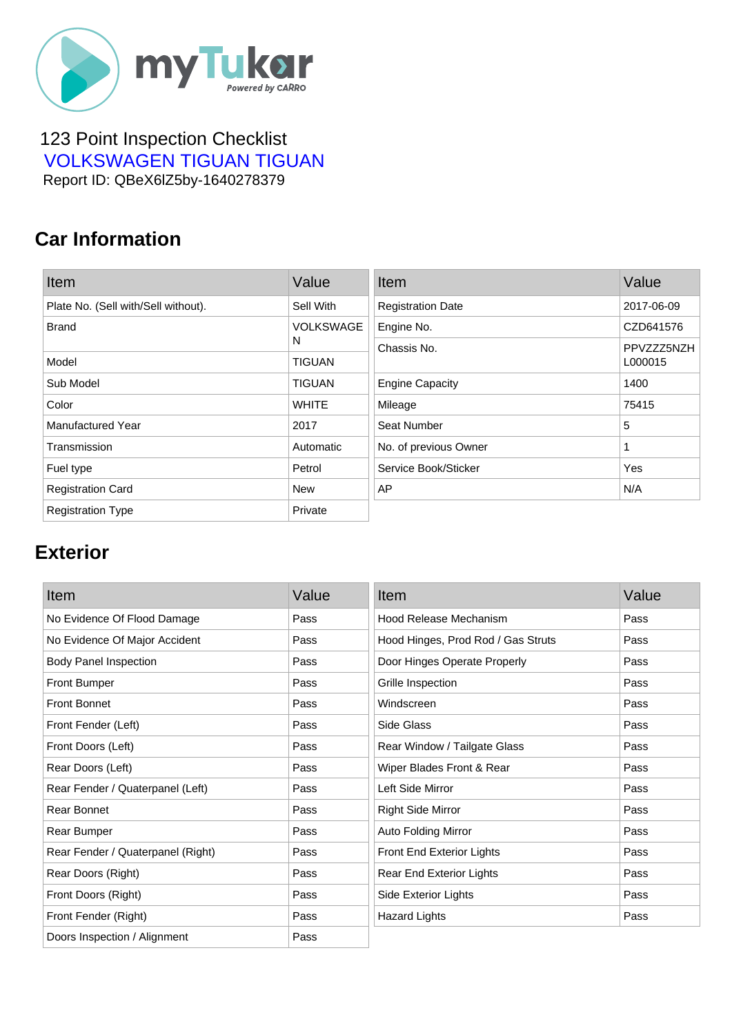123 Point Inspection Checklist

VOLKSWAGEN TIGUAN TIGUAN

Report ID: QBeX6lZ5by-1640278379

## Car Information

| Item | Value |
|---|---|
| Plate No. (Sell with/Sell without). | Sell With |
| Brand | VOLKSWAGEN |
| Model | TIGUAN |
| Sub Model | TIGUAN |
| Color | WHITE |
| Manufactured Year | 2017 |
| Transmission | Automatic |
| Fuel type | Petrol |
| Registration Card | New |
| Registration Type | Private |

| Item | Value |
|---|---|
| Registration Date | 2017-06-09 |
| Engine No. | CZD641576 |
| Chassis No. | PPVZZZ5NZHL000015 |
| Engine Capacity | 1400 |
| Mileage | 75415 |
| Seat Number | 5 |
| No. of previous Owner | 1 |
| Service Book/Sticker | Yes |
| AP | N/A |

## Exterior

| Item | Value |
|---|---|
| No Evidence Of Flood Damage | Pass |
| No Evidence Of Major Accident | Pass |
| Body Panel Inspection | Pass |
| Front Bumper | Pass |
| Front Bonnet | Pass |
| Front Fender (Left) | Pass |
| Front Doors (Left) | Pass |
| Rear Doors (Left) | Pass |
| Rear Fender / Quaterpanel (Left) | Pass |
| Rear Bonnet | Pass |
| Rear Bumper | Pass |
| Rear Fender / Quaterpanel (Right) | Pass |
| Rear Doors (Right) | Pass |
| Front Doors (Right) | Pass |
| Front Fender (Right) | Pass |
| Doors Inspection / Alignment | Pass |

| Item | Value |
|---|---|
| Hood Release Mechanism | Pass |
| Hood Hinges, Prod Rod / Gas Struts | Pass |
| Door Hinges Operate Properly | Pass |
| Grille Inspection | Pass |
| Windscreen | Pass |
| Side Glass | Pass |
| Rear Window / Tailgate Glass | Pass |
| Wiper Blades Front & Rear | Pass |
| Left Side Mirror | Pass |
| Right Side Mirror | Pass |
| Auto Folding Mirror | Pass |
| Front End Exterior Lights | Pass |
| Rear End Exterior Lights | Pass |
| Side Exterior Lights | Pass |
| Hazard Lights | Pass |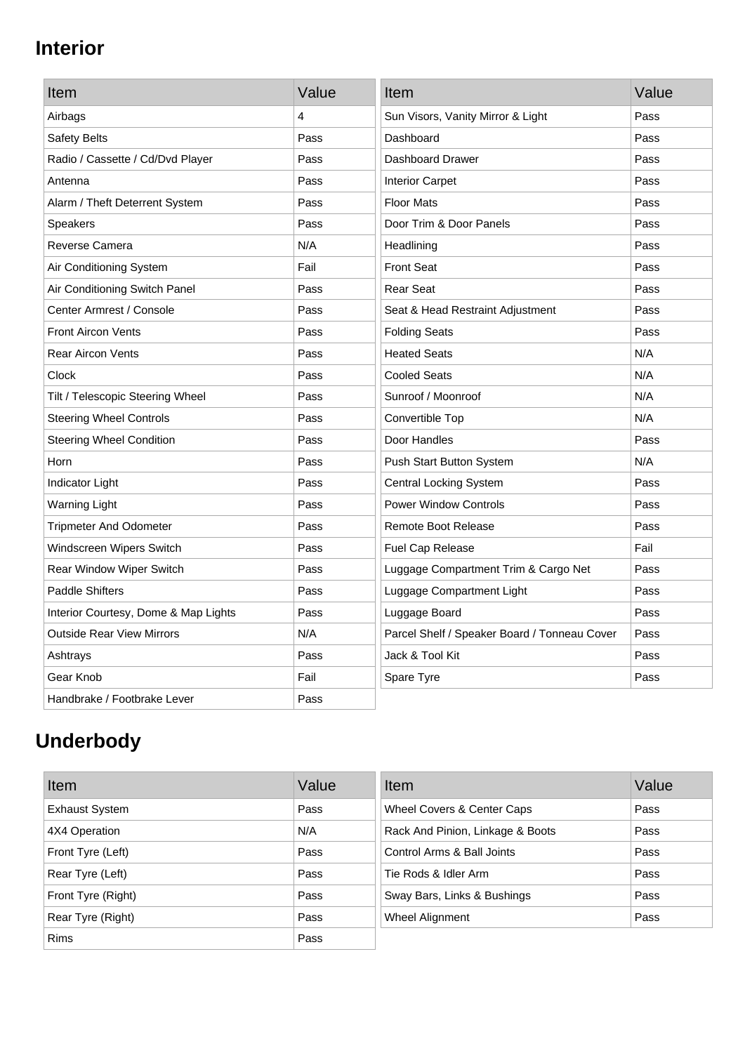## Interior

| Item | Value |
| --- | --- |
| Airbags | 4 |
| Safety Belts | Pass |
| Radio / Cassette / Cd/Dvd Player | Pass |
| Antenna | Pass |
| Alarm / Theft Deterrent System | Pass |
| Speakers | Pass |
| Reverse Camera | N/A |
| Air Conditioning System | Fail |
| Air Conditioning Switch Panel | Pass |
| Center Armrest / Console | Pass |
| Front Aircon Vents | Pass |
| Rear Aircon Vents | Pass |
| Clock | Pass |
| Tilt / Telescopic Steering Wheel | Pass |
| Steering Wheel Controls | Pass |
| Steering Wheel Condition | Pass |
| Horn | Pass |
| Indicator Light | Pass |
| Warning Light | Pass |
| Tripmeter And Odometer | Pass |
| Windscreen Wipers Switch | Pass |
| Rear Window Wiper Switch | Pass |
| Paddle Shifters | Pass |
| Interior Courtesy, Dome & Map Lights | Pass |
| Outside Rear View Mirrors | N/A |
| Ashtrays | Pass |
| Gear Knob | Fail |
| Handbrake / Footbrake Lever | Pass |

| Item | Value |
| --- | --- |
| Sun Visors, Vanity Mirror & Light | Pass |
| Dashboard | Pass |
| Dashboard Drawer | Pass |
| Interior Carpet | Pass |
| Floor Mats | Pass |
| Door Trim & Door Panels | Pass |
| Headlining | Pass |
| Front Seat | Pass |
| Rear Seat | Pass |
| Seat & Head Restraint Adjustment | Pass |
| Folding Seats | Pass |
| Heated Seats | N/A |
| Cooled Seats | N/A |
| Sunroof / Moonroof | N/A |
| Convertible Top | N/A |
| Door Handles | Pass |
| Push Start Button System | N/A |
| Central Locking System | Pass |
| Power Window Controls | Pass |
| Remote Boot Release | Pass |
| Fuel Cap Release | Fail |
| Luggage Compartment Trim & Cargo Net | Pass |
| Luggage Compartment Light | Pass |
| Luggage Board | Pass |
| Parcel Shelf / Speaker Board / Tonneau Cover | Pass |
| Jack & Tool Kit | Pass |
| Spare Tyre | Pass |

## Underbody

| Item | Value |
| --- | --- |
| Exhaust System | Pass |
| 4X4 Operation | N/A |
| Front Tyre (Left) | Pass |
| Rear Tyre (Left) | Pass |
| Front Tyre (Right) | Pass |
| Rear Tyre (Right) | Pass |
| Rims | Pass |

| Item | Value |
| --- | --- |
| Wheel Covers & Center Caps | Pass |
| Rack And Pinion, Linkage & Boots | Pass |
| Control Arms & Ball Joints | Pass |
| Tie Rods & Idler Arm | Pass |
| Sway Bars, Links & Bushings | Pass |
| Wheel Alignment | Pass |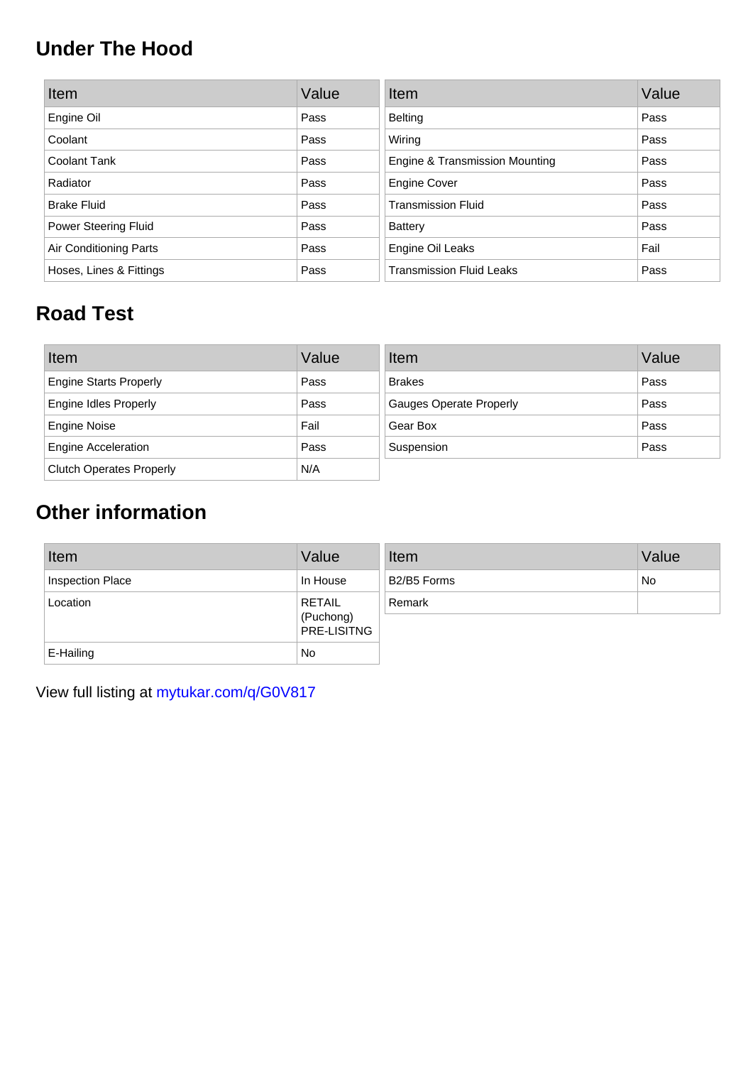## Under The Hood

| Item | Value |
|---|---|
| Engine Oil | Pass |
| Coolant | Pass |
| Coolant Tank | Pass |
| Radiator | Pass |
| Brake Fluid | Pass |
| Power Steering Fluid | Pass |
| Air Conditioning Parts | Pass |
| Hoses, Lines & Fittings | Pass |

| Item | Value |
|---|---|
| Belting | Pass |
| Wiring | Pass |
| Engine & Transmission Mounting | Pass |
| Engine Cover | Pass |
| Transmission Fluid | Pass |
| Battery | Pass |
| Engine Oil Leaks | Fail |
| Transmission Fluid Leaks | Pass |

## Road Test

| Item | Value |
|---|---|
| Engine Starts Properly | Pass |
| Engine Idles Properly | Pass |
| Engine Noise | Fail |
| Engine Acceleration | Pass |
| Clutch Operates Properly | N/A |

| Item | Value |
|---|---|
| Brakes | Pass |
| Gauges Operate Properly | Pass |
| Gear Box | Pass |
| Suspension | Pass |

## Other information

| Item | Value |
|---|---|
| Inspection Place | In House |
| Location | RETAIL (Puchong) PRE-LISITNG |
| E-Hailing | No |

| Item | Value |
|---|---|
| B2/B5 Forms | No |
| Remark | |

View full listing at mytukar.com/q/G0V817